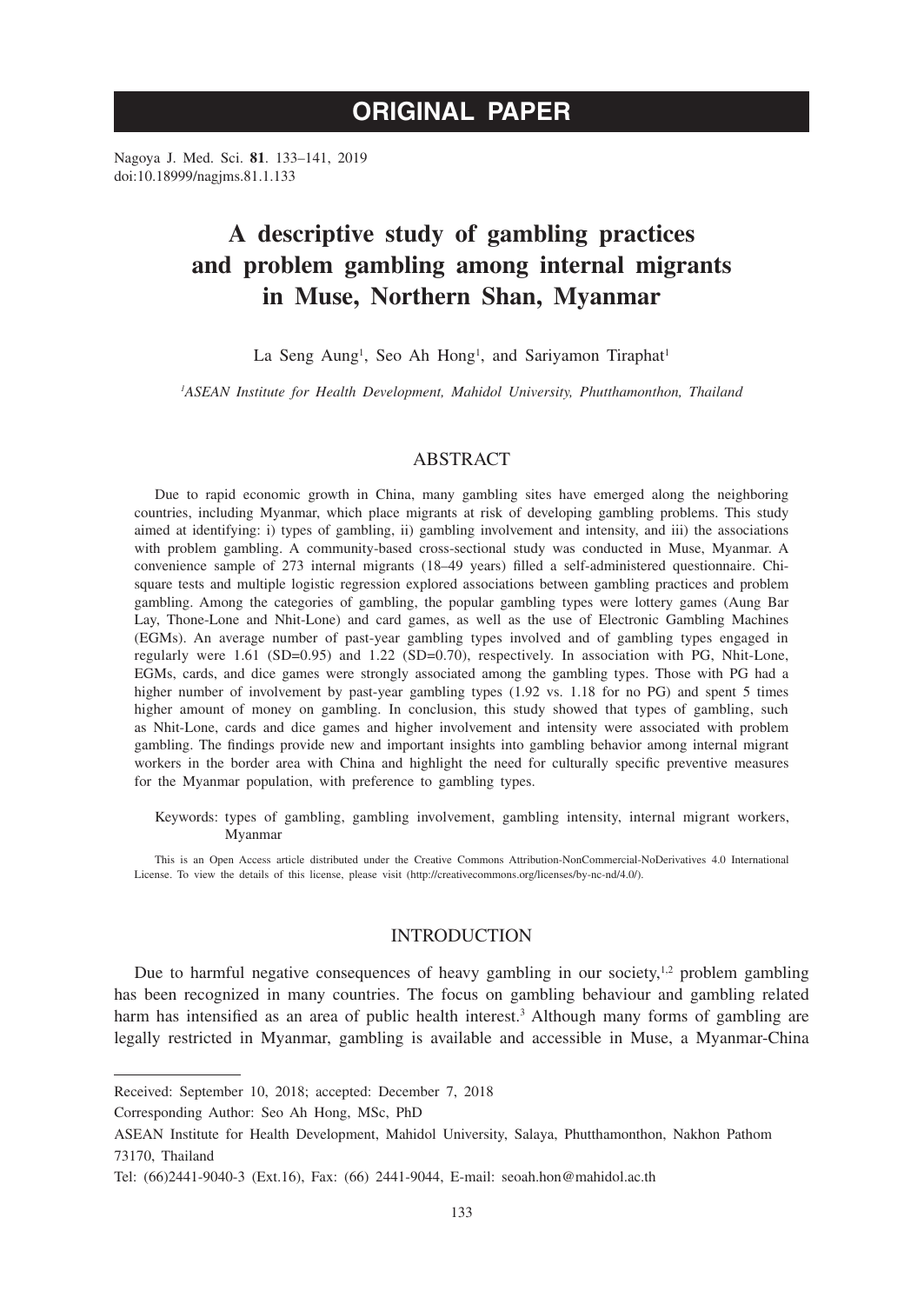# ORIGINAL PAPER

Nagoya J. Med. Sci. **81**. 133–141, 2019
doi:10.18999/nagjms.81.1.133

## A descriptive study of gambling practices and problem gambling among internal migrants in Muse, Northern Shan, Myanmar

La Seng Aung[1], Seo Ah Hong[1], and Sariyamon Tiraphat[1]

*[1]ASEAN Institute for Health Development, Mahidol University, Phutthamonthon, Thailand*

### ABSTRACT

Due to rapid economic growth in China, many gambling sites have emerged along the neighboring countries, including Myanmar, which place migrants at risk of developing gambling problems. This study aimed at identifying: i) types of gambling, ii) gambling involvement and intensity, and iii) the associations with problem gambling. A community-based cross-sectional study was conducted in Muse, Myanmar. A convenience sample of 273 internal migrants (18–49 years) filled a self-administered questionnaire. Chi-square tests and multiple logistic regression explored associations between gambling practices and problem gambling. Among the categories of gambling, the popular gambling types were lottery games (Aung Bar Lay, Thone-Lone and Nhit-Lone) and card games, as well as the use of Electronic Gambling Machines (EGMs). An average number of past-year gambling types involved and of gambling types engaged in regularly were 1.61 (SD=0.95) and 1.22 (SD=0.70), respectively. In association with PG, Nhit-Lone, EGMs, cards, and dice games were strongly associated among the gambling types. Those with PG had a higher number of involvement by past-year gambling types (1.92 vs. 1.18 for no PG) and spent 5 times higher amount of money on gambling. In conclusion, this study showed that types of gambling, such as Nhit-Lone, cards and dice games and higher involvement and intensity were associated with problem gambling. The findings provide new and important insights into gambling behavior among internal migrant workers in the border area with China and highlight the need for culturally specific preventive measures for the Myanmar population, with preference to gambling types.

Keywords: types of gambling, gambling involvement, gambling intensity, internal migrant workers, Myanmar

This is an Open Access article distributed under the Creative Commons Attribution-NonCommercial-NoDerivatives 4.0 International License. To view the details of this license, please visit (http://creativecommons.org/licenses/by-nc-nd/4.0/).

### INTRODUCTION

Due to harmful negative consequences of heavy gambling in our society,[1,2] problem gambling has been recognized in many countries. The focus on gambling behaviour and gambling related harm has intensified as an area of public health interest.[3] Although many forms of gambling are legally restricted in Myanmar, gambling is available and accessible in Muse, a Myanmar-China

---

Received: September 10, 2018; accepted: December 7, 2018

Corresponding Author: Seo Ah Hong, MSc, PhD

ASEAN Institute for Health Development, Mahidol University, Salaya, Phutthamonthon, Nakhon Pathom 73170, Thailand

Tel: (66)2441-9040-3 (Ext.16), Fax: (66) 2441-9044, E-mail: seoah.hon@mahidol.ac.th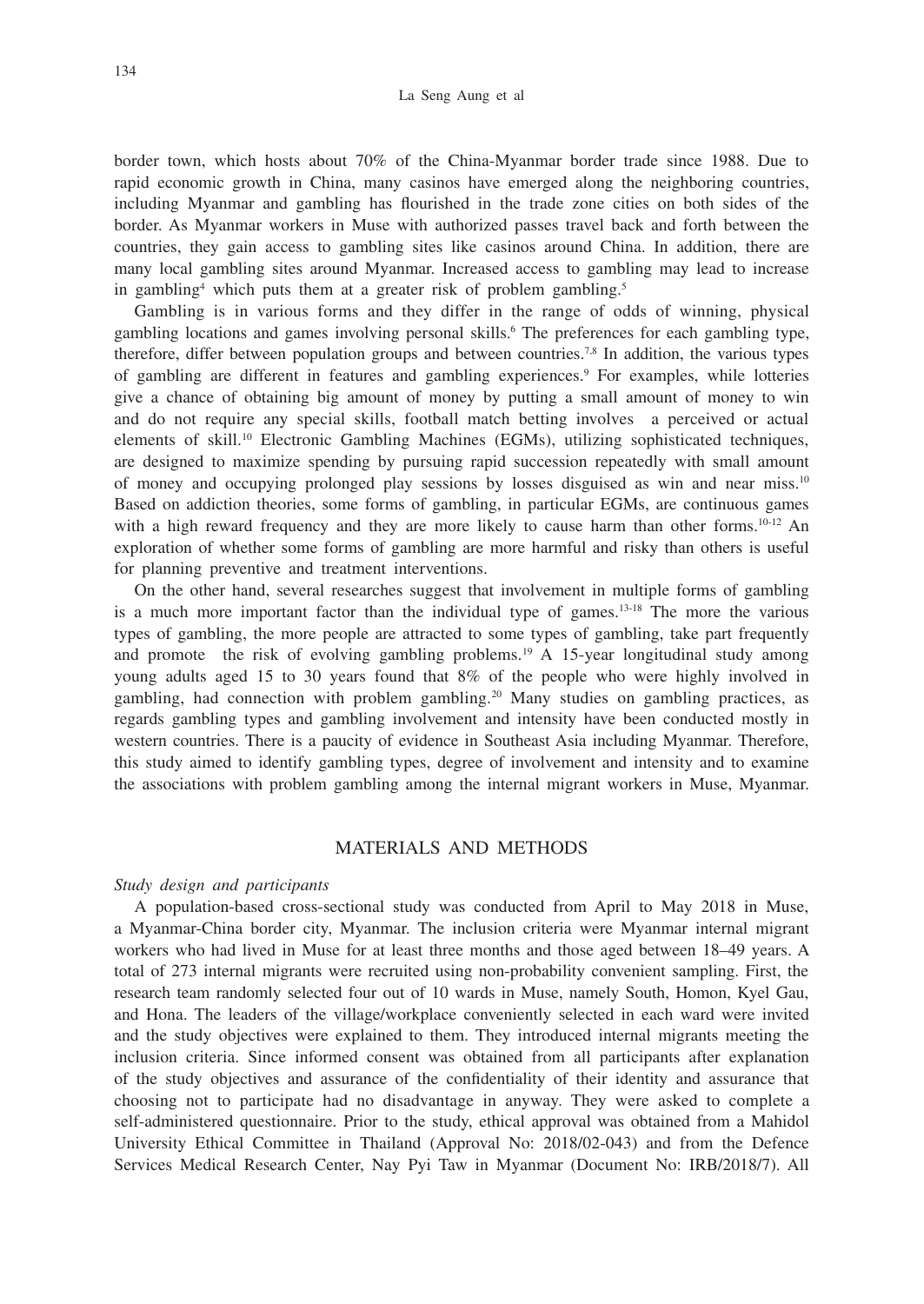border town, which hosts about 70% of the China-Myanmar border trade since 1988. Due to rapid economic growth in China, many casinos have emerged along the neighboring countries, including Myanmar and gambling has flourished in the trade zone cities on both sides of the border. As Myanmar workers in Muse with authorized passes travel back and forth between the countries, they gain access to gambling sites like casinos around China. In addition, there are many local gambling sites around Myanmar. Increased access to gambling may lead to increase in gambling[4] which puts them at a greater risk of problem gambling.[5]

Gambling is in various forms and they differ in the range of odds of winning, physical gambling locations and games involving personal skills.[6] The preferences for each gambling type, therefore, differ between population groups and between countries.[7,8] In addition, the various types of gambling are different in features and gambling experiences.[9] For examples, while lotteries give a chance of obtaining big amount of money by putting a small amount of money to win and do not require any special skills, football match betting involves a perceived or actual elements of skill.[10] Electronic Gambling Machines (EGMs), utilizing sophisticated techniques, are designed to maximize spending by pursuing rapid succession repeatedly with small amount of money and occupying prolonged play sessions by losses disguised as win and near miss.[10] Based on addiction theories, some forms of gambling, in particular EGMs, are continuous games with a high reward frequency and they are more likely to cause harm than other forms.[10-12] An exploration of whether some forms of gambling are more harmful and risky than others is useful for planning preventive and treatment interventions.

On the other hand, several researches suggest that involvement in multiple forms of gambling is a much more important factor than the individual type of games.[13-18] The more the various types of gambling, the more people are attracted to some types of gambling, take part frequently and promote the risk of evolving gambling problems.[19] A 15-year longitudinal study among young adults aged 15 to 30 years found that 8% of the people who were highly involved in gambling, had connection with problem gambling.[20] Many studies on gambling practices, as regards gambling types and gambling involvement and intensity have been conducted mostly in western countries. There is a paucity of evidence in Southeast Asia including Myanmar. Therefore, this study aimed to identify gambling types, degree of involvement and intensity and to examine the associations with problem gambling among the internal migrant workers in Muse, Myanmar.

## MATERIALS AND METHODS

### *Study design and participants*

A population-based cross-sectional study was conducted from April to May 2018 in Muse, a Myanmar-China border city, Myanmar. The inclusion criteria were Myanmar internal migrant workers who had lived in Muse for at least three months and those aged between 18–49 years. A total of 273 internal migrants were recruited using non-probability convenient sampling. First, the research team randomly selected four out of 10 wards in Muse, namely South, Homon, Kyel Gau, and Hona. The leaders of the village/workplace conveniently selected in each ward were invited and the study objectives were explained to them. They introduced internal migrants meeting the inclusion criteria. Since informed consent was obtained from all participants after explanation of the study objectives and assurance of the confidentiality of their identity and assurance that choosing not to participate had no disadvantage in anyway. They were asked to complete a self-administered questionnaire. Prior to the study, ethical approval was obtained from a Mahidol University Ethical Committee in Thailand (Approval No: 2018/02-043) and from the Defence Services Medical Research Center, Nay Pyi Taw in Myanmar (Document No: IRB/2018/7). All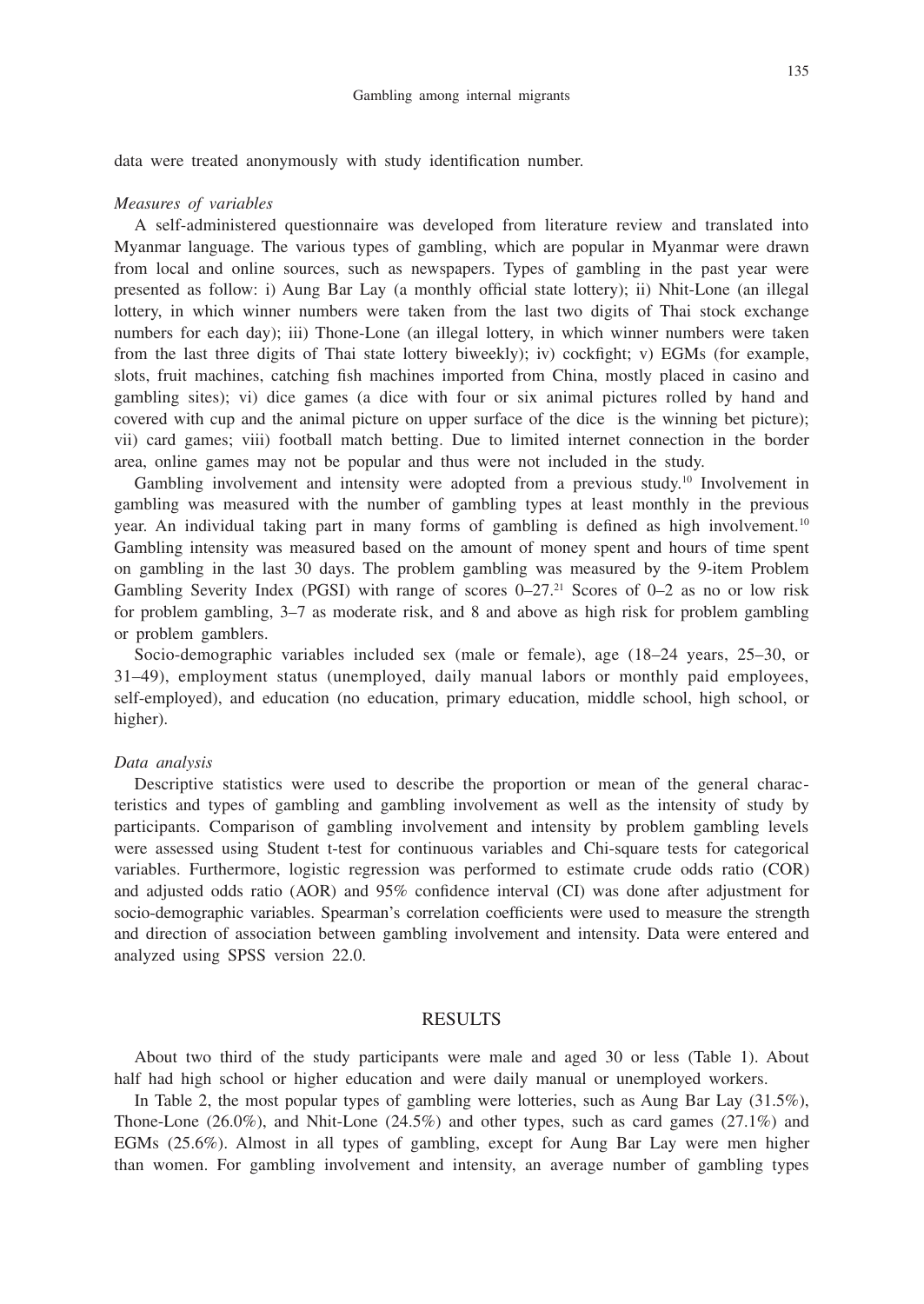data were treated anonymously with study identification number.

*Measures of variables*

A self-administered questionnaire was developed from literature review and translated into Myanmar language. The various types of gambling, which are popular in Myanmar were drawn from local and online sources, such as newspapers. Types of gambling in the past year were presented as follow: i) Aung Bar Lay (a monthly official state lottery); ii) Nhit-Lone (an illegal lottery, in which winner numbers were taken from the last two digits of Thai stock exchange numbers for each day); iii) Thone-Lone (an illegal lottery, in which winner numbers were taken from the last three digits of Thai state lottery biweekly); iv) cockfight; v) EGMs (for example, slots, fruit machines, catching fish machines imported from China, mostly placed in casino and gambling sites); vi) dice games (a dice with four or six animal pictures rolled by hand and covered with cup and the animal picture on upper surface of the dice is the winning bet picture); vii) card games; viii) football match betting. Due to limited internet connection in the border area, online games may not be popular and thus were not included in the study.

Gambling involvement and intensity were adopted from a previous study.[10] Involvement in gambling was measured with the number of gambling types at least monthly in the previous year. An individual taking part in many forms of gambling is defined as high involvement.[10] Gambling intensity was measured based on the amount of money spent and hours of time spent on gambling in the last 30 days. The problem gambling was measured by the 9-item Problem Gambling Severity Index (PGSI) with range of scores 0–27.[21] Scores of 0–2 as no or low risk for problem gambling, 3–7 as moderate risk, and 8 and above as high risk for problem gambling or problem gamblers.

Socio-demographic variables included sex (male or female), age (18–24 years, 25–30, or 31–49), employment status (unemployed, daily manual labors or monthly paid employees, self-employed), and education (no education, primary education, middle school, high school, or higher).

*Data analysis*

Descriptive statistics were used to describe the proportion or mean of the general characteristics and types of gambling and gambling involvement as well as the intensity of study by participants. Comparison of gambling involvement and intensity by problem gambling levels were assessed using Student t-test for continuous variables and Chi-square tests for categorical variables. Furthermore, logistic regression was performed to estimate crude odds ratio (COR) and adjusted odds ratio (AOR) and 95% confidence interval (CI) was done after adjustment for socio-demographic variables. Spearman's correlation coefficients were used to measure the strength and direction of association between gambling involvement and intensity. Data were entered and analyzed using SPSS version 22.0.

## RESULTS

About two third of the study participants were male and aged 30 or less (Table 1). About half had high school or higher education and were daily manual or unemployed workers.

In Table 2, the most popular types of gambling were lotteries, such as Aung Bar Lay (31.5%), Thone-Lone (26.0%), and Nhit-Lone (24.5%) and other types, such as card games (27.1%) and EGMs (25.6%). Almost in all types of gambling, except for Aung Bar Lay were men higher than women. For gambling involvement and intensity, an average number of gambling types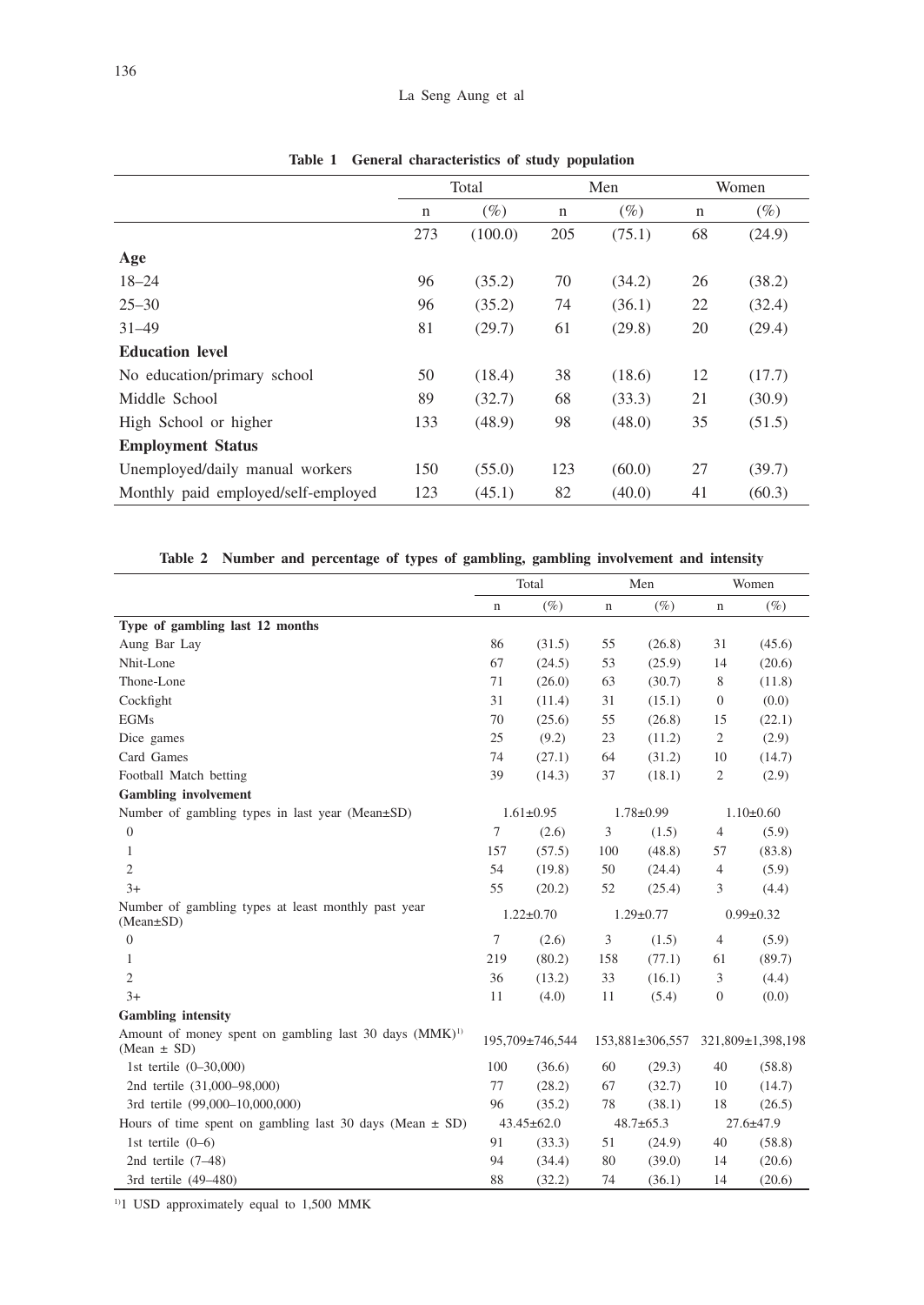**Table 1 General characteristics of study population**

| | Total | | Men | | Women | |
|---|---|---|---|---|---|---|
| | n | (%) | n | (%) | n | (%) |
| | 273 | (100.0) | 205 | (75.1) | 68 | (24.9) |
| **Age** | | | | | | |
| 18–24 | 96 | (35.2) | 70 | (34.2) | 26 | (38.2) |
| 25–30 | 96 | (35.2) | 74 | (36.1) | 22 | (32.4) |
| 31–49 | 81 | (29.7) | 61 | (29.8) | 20 | (29.4) |
| **Education level** | | | | | | |
| No education/primary school | 50 | (18.4) | 38 | (18.6) | 12 | (17.7) |
| Middle School | 89 | (32.7) | 68 | (33.3) | 21 | (30.9) |
| High School or higher | 133 | (48.9) | 98 | (48.0) | 35 | (51.5) |
| **Employment Status** | | | | | | |
| Unemployed/daily manual workers | 150 | (55.0) | 123 | (60.0) | 27 | (39.7) |
| Monthly paid employed/self-employed | 123 | (45.1) | 82 | (40.0) | 41 | (60.3) |

**Table 2 Number and percentage of types of gambling, gambling involvement and intensity**

| | Total | | Men | | Women | |
|---|---|---|---|---|---|---|
| | n | (%) | n | (%) | n | (%) |
| **Type of gambling last 12 months** | | | | | | |
| Aung Bar Lay | 86 | (31.5) | 55 | (26.8) | 31 | (45.6) |
| Nhit-Lone | 67 | (24.5) | 53 | (25.9) | 14 | (20.6) |
| Thone-Lone | 71 | (26.0) | 63 | (30.7) | 8 | (11.8) |
| Cockfight | 31 | (11.4) | 31 | (15.1) | 0 | (0.0) |
| EGMs | 70 | (25.6) | 55 | (26.8) | 15 | (22.1) |
| Dice games | 25 | (9.2) | 23 | (11.2) | 2 | (2.9) |
| Card Games | 74 | (27.1) | 64 | (31.2) | 10 | (14.7) |
| Football Match betting | 39 | (14.3) | 37 | (18.1) | 2 | (2.9) |
| **Gambling involvement** | | | | | | |
| Number of gambling types in last year (Mean±SD) | 1.61±0.95 | | 1.78±0.99 | | 1.10±0.60 | |
| 0 | 7 | (2.6) | 3 | (1.5) | 4 | (5.9) |
| 1 | 157 | (57.5) | 100 | (48.8) | 57 | (83.8) |
| 2 | 54 | (19.8) | 50 | (24.4) | 4 | (5.9) |
| 3+ | 55 | (20.2) | 52 | (25.4) | 3 | (4.4) |
| Number of gambling types at least monthly past year (Mean±SD) | 1.22±0.70 | | 1.29±0.77 | | 0.99±0.32 | |
| 0 | 7 | (2.6) | 3 | (1.5) | 4 | (5.9) |
| 1 | 219 | (80.2) | 158 | (77.1) | 61 | (89.7) |
| 2 | 36 | (13.2) | 33 | (16.1) | 3 | (4.4) |
| 3+ | 11 | (4.0) | 11 | (5.4) | 0 | (0.0) |
| **Gambling intensity** | | | | | | |
| Amount of money spent on gambling last 30 days (MMK)[1] (Mean ± SD) | 195,709±746,544 | | 153,881±306,557 | | 321,809±1,398,198 | |
| 1st tertile (0–30,000) | 100 | (36.6) | 60 | (29.3) | 40 | (58.8) |
| 2nd tertile (31,000–98,000) | 77 | (28.2) | 67 | (32.7) | 10 | (14.7) |
| 3rd tertile (99,000–10,000,000) | 96 | (35.2) | 78 | (38.1) | 18 | (26.5) |
| Hours of time spent on gambling last 30 days (Mean ± SD) | 43.45±62.0 | | 48.7±65.3 | | 27.6±47.9 | |
| 1st tertile (0–6) | 91 | (33.3) | 51 | (24.9) | 40 | (58.8) |
| 2nd tertile (7–48) | 94 | (34.4) | 80 | (39.0) | 14 | (20.6) |
| 3rd tertile (49–480) | 88 | (32.2) | 74 | (36.1) | 14 | (20.6) |

[1]1 USD approximately equal to 1,500 MMK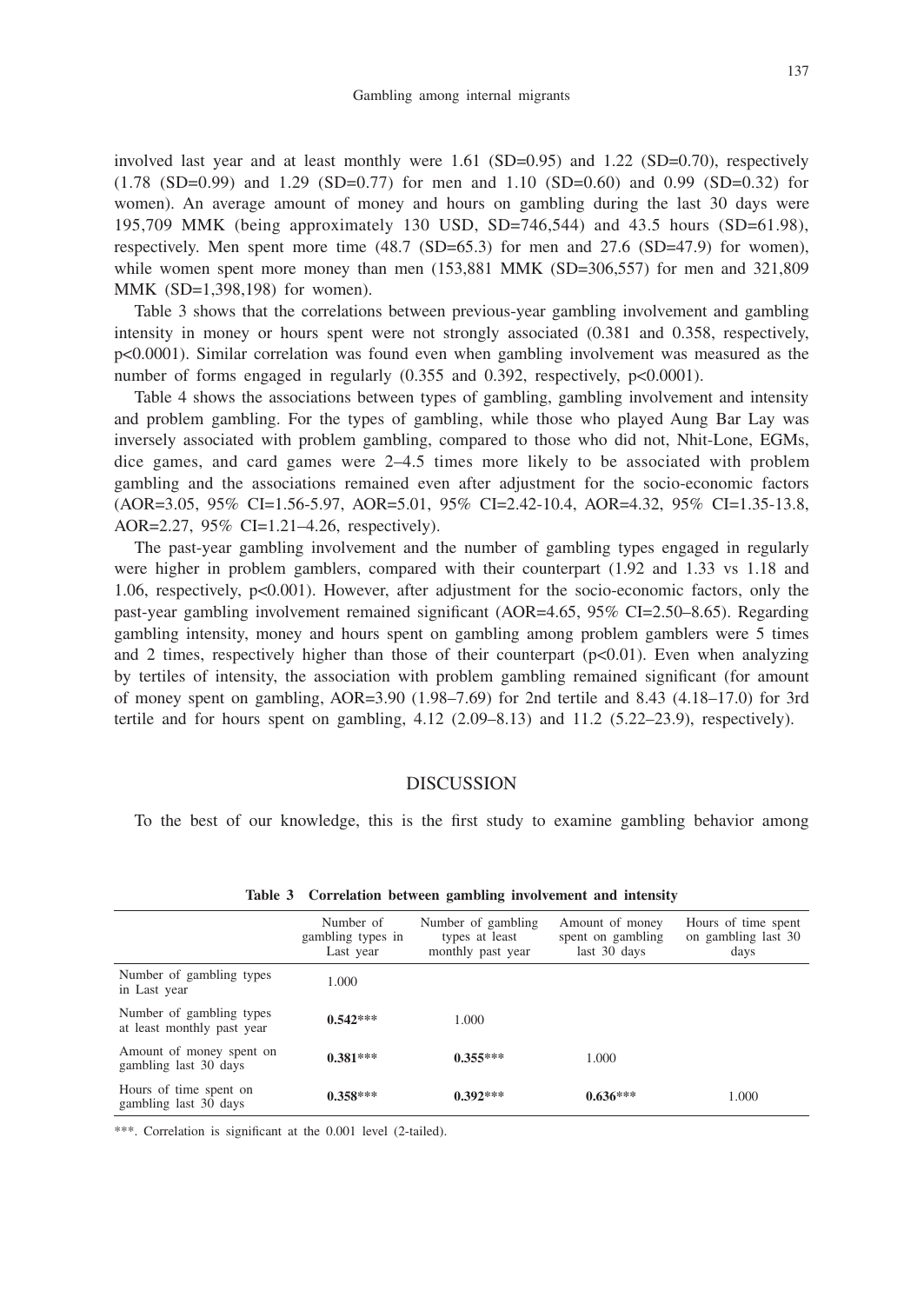involved last year and at least monthly were 1.61 (SD=0.95) and 1.22 (SD=0.70), respectively (1.78 (SD=0.99) and 1.29 (SD=0.77) for men and 1.10 (SD=0.60) and 0.99 (SD=0.32) for women). An average amount of money and hours on gambling during the last 30 days were 195,709 MMK (being approximately 130 USD, SD=746,544) and 43.5 hours (SD=61.98), respectively. Men spent more time (48.7 (SD=65.3) for men and 27.6 (SD=47.9) for women), while women spent more money than men (153,881 MMK (SD=306,557) for men and 321,809 MMK (SD=1,398,198) for women).

Table 3 shows that the correlations between previous-year gambling involvement and gambling intensity in money or hours spent were not strongly associated (0.381 and 0.358, respectively, $p<0.0001$). Similar correlation was found even when gambling involvement was measured as the number of forms engaged in regularly (0.355 and 0.392, respectively, $p<0.0001$).

Table 4 shows the associations between types of gambling, gambling involvement and intensity and problem gambling. For the types of gambling, while those who played Aung Bar Lay was inversely associated with problem gambling, compared to those who did not, Nhit-Lone, EGMs, dice games, and card games were 2–4.5 times more likely to be associated with problem gambling and the associations remained even after adjustment for the socio-economic factors (AOR=3.05, 95% CI=1.56-5.97, AOR=5.01, 95% CI=2.42-10.4, AOR=4.32, 95% CI=1.35-13.8, AOR=2.27, 95% CI=1.21–4.26, respectively).

The past-year gambling involvement and the number of gambling types engaged in regularly were higher in problem gamblers, compared with their counterpart (1.92 and 1.33 vs 1.18 and 1.06, respectively, $p<0.001$). However, after adjustment for the socio-economic factors, only the past-year gambling involvement remained significant (AOR=4.65, 95% CI=2.50–8.65). Regarding gambling intensity, money and hours spent on gambling among problem gamblers were 5 times and 2 times, respectively higher than those of their counterpart ($p<0.01$). Even when analyzing by tertiles of intensity, the association with problem gambling remained significant (for amount of money spent on gambling, AOR=3.90 (1.98–7.69) for 2nd tertile and 8.43 (4.18–17.0) for 3rd tertile and for hours spent on gambling, 4.12 (2.09–8.13) and 11.2 (5.22–23.9), respectively).

## DISCUSSION

To the best of our knowledge, this is the first study to examine gambling behavior among

**Table 3 Correlation between gambling involvement and intensity**

| | Number of gambling types in Last year | Number of gambling types at least monthly past year | Amount of money spent on gambling last 30 days | Hours of time spent on gambling last 30 days |
|---|---|---|---|---|
| Number of gambling types in Last year | 1.000 | | | |
| Number of gambling types at least monthly past year | **0.542**\*\*\* | 1.000 | | |
| Amount of money spent on gambling last 30 days | **0.381**\*\*\* | **0.355**\*\*\* | 1.000 | |
| Hours of time spent on gambling last 30 days | **0.358**\*\*\* | **0.392**\*\*\* | **0.636**\*\*\* | 1.000 |

\*\*\*. Correlation is significant at the 0.001 level (2-tailed).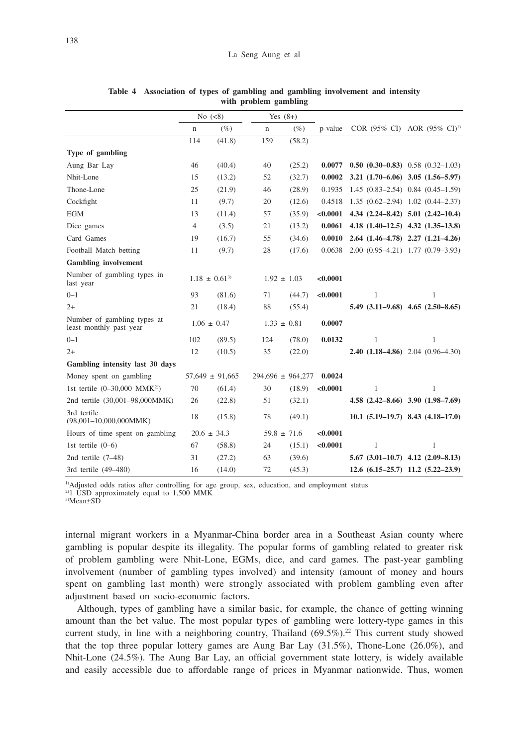**Table 4 Association of types of gambling and gambling involvement and intensity with problem gambling**

| | No (<8) | | Yes (8+) | | p-value | COR (95% CI) | AOR (95% CI)[1] |
|---|---|---|---|---|---|---|---|
| | n | (%) | n | (%) | | | |
| | 114 | (41.8) | 159 | (58.2) | | | |
| **Type of gambling** | | | | | | | |
| Aung Bar Lay | 46 | (40.4) | 40 | (25.2) | **0.0077** | **0.50 (0.30–0.83)** | 0.58 (0.32–1.03) |
| Nhit-Lone | 15 | (13.2) | 52 | (32.7) | **0.0002** | **3.21 (1.70–6.06)** | **3.05 (1.56–5.97)** |
| Thone-Lone | 25 | (21.9) | 46 | (28.9) | 0.1935 | 1.45 (0.83–2.54) | 0.84 (0.45–1.59) |
| Cockfight | 11 | (9.7) | 20 | (12.6) | 0.4518 | 1.35 (0.62–2.94) | 1.02 (0.44–2.37) |
| EGM | 13 | (11.4) | 57 | (35.9) | **<0.0001** | **4.34 (2.24–8.42)** | **5.01 (2.42–10.4)** |
| Dice games | 4 | (3.5) | 21 | (13.2) | **0.0061** | **4.18 (1.40–12.5)** | **4.32 (1.35–13.8)** |
| Card Games | 19 | (16.7) | 55 | (34.6) | **0.0010** | **2.64 (1.46–4.78)** | **2.27 (1.21–4.26)** |
| Football Match betting | 11 | (9.7) | 28 | (17.6) | 0.0638 | 2.00 (0.95–4.21) | 1.77 (0.79–3.93) |
| **Gambling involvement** | | | | | | | |
| Number of gambling types in last year | 1.18 ± 0.61[3] | | 1.92 ± 1.03 | | **<0.0001** | | |
| 0–1 | 93 | (81.6) | 71 | (44.7) | **<0.0001** | 1 | 1 |
| 2+ | 21 | (18.4) | 88 | (55.4) | | **5.49 (3.11–9.68)** | **4.65 (2.50–8.65)** |
| Number of gambling types at least monthly past year | 1.06 ± 0.47 | | 1.33 ± 0.81 | | **0.0007** | | |
| 0–1 | 102 | (89.5) | 124 | (78.0) | **0.0132** | 1 | 1 |
| 2+ | 12 | (10.5) | 35 | (22.0) | | **2.40 (1.18–4.86)** | 2.04 (0.96–4.30) |
| **Gambling intensity last 30 days** | | | | | | | |
| Money spent on gambling | 57,649 ± 91,665 | | 294,696 ± 964,277 | | **0.0024** | | |
| 1st tertile (0–30,000 MMK[2]) | 70 | (61.4) | 30 | (18.9) | **<0.0001** | 1 | 1 |
| 2nd tertile (30,001–98,000MMK) | 26 | (22.8) | 51 | (32.1) | | **4.58 (2.42–8.66)** | **3.90 (1.98–7.69)** |
| 3rd tertile (98,001–10,000,000MMK) | 18 | (15.8) | 78 | (49.1) | | **10.1 (5.19–19.7)** | **8.43 (4.18–17.0)** |
| Hours of time spent on gambling | 20.6 ± 34.3 | | 59.8 ± 71.6 | | **<0.0001** | | |
| 1st tertile (0–6) | 67 | (58.8) | 24 | (15.1) | **<0.0001** | 1 | 1 |
| 2nd tertile (7–48) | 31 | (27.2) | 63 | (39.6) | | **5.67 (3.01–10.7)** | **4.12 (2.09–8.13)** |
| 3rd tertile (49–480) | 16 | (14.0) | 72 | (45.3) | | **12.6 (6.15–25.7)** | **11.2 (5.22–23.9)** |

[1]Adjusted odds ratios after controlling for age group, sex, education, and employment status
[2]1 USD approximately equal to 1,500 MMK
[3]Mean±SD

internal migrant workers in a Myanmar-China border area in a Southeast Asian county where gambling is popular despite its illegality. The popular forms of gambling related to greater risk of problem gambling were Nhit-Lone, EGMs, dice, and card games. The past-year gambling involvement (number of gambling types involved) and intensity (amount of money and hours spent on gambling last month) were strongly associated with problem gambling even after adjustment based on socio-economic factors.

Although, types of gambling have a similar basic, for example, the chance of getting winning amount than the bet value. The most popular types of gambling were lottery-type games in this current study, in line with a neighboring country, Thailand (69.5%).[22] This current study showed that the top three popular lottery games are Aung Bar Lay (31.5%), Thone-Lone (26.0%), and Nhit-Lone (24.5%). The Aung Bar Lay, an official government state lottery, is widely available and easily accessible due to affordable range of prices in Myanmar nationwide. Thus, women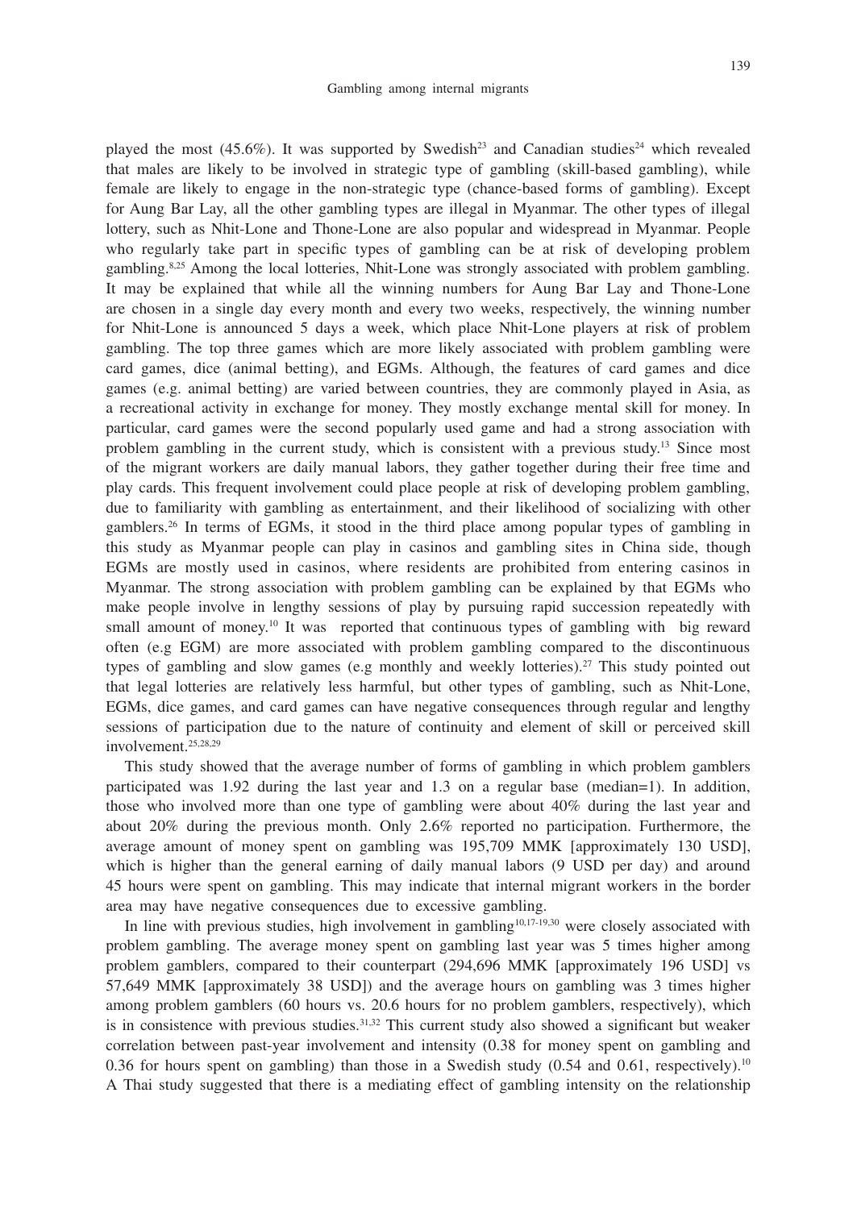played the most (45.6%). It was supported by Swedish[23] and Canadian studies[24] which revealed that males are likely to be involved in strategic type of gambling (skill-based gambling), while female are likely to engage in the non-strategic type (chance-based forms of gambling). Except for Aung Bar Lay, all the other gambling types are illegal in Myanmar. The other types of illegal lottery, such as Nhit-Lone and Thone-Lone are also popular and widespread in Myanmar. People who regularly take part in specific types of gambling can be at risk of developing problem gambling.[8,25] Among the local lotteries, Nhit-Lone was strongly associated with problem gambling. It may be explained that while all the winning numbers for Aung Bar Lay and Thone-Lone are chosen in a single day every month and every two weeks, respectively, the winning number for Nhit-Lone is announced 5 days a week, which place Nhit-Lone players at risk of problem gambling. The top three games which are more likely associated with problem gambling were card games, dice (animal betting), and EGMs. Although, the features of card games and dice games (e.g. animal betting) are varied between countries, they are commonly played in Asia, as a recreational activity in exchange for money. They mostly exchange mental skill for money. In particular, card games were the second popularly used game and had a strong association with problem gambling in the current study, which is consistent with a previous study.[13] Since most of the migrant workers are daily manual labors, they gather together during their free time and play cards. This frequent involvement could place people at risk of developing problem gambling, due to familiarity with gambling as entertainment, and their likelihood of socializing with other gamblers.[26] In terms of EGMs, it stood in the third place among popular types of gambling in this study as Myanmar people can play in casinos and gambling sites in China side, though EGMs are mostly used in casinos, where residents are prohibited from entering casinos in Myanmar. The strong association with problem gambling can be explained by that EGMs who make people involve in lengthy sessions of play by pursuing rapid succession repeatedly with small amount of money.[10] It was reported that continuous types of gambling with big reward often (e.g EGM) are more associated with problem gambling compared to the discontinuous types of gambling and slow games (e.g monthly and weekly lotteries).[27] This study pointed out that legal lotteries are relatively less harmful, but other types of gambling, such as Nhit-Lone, EGMs, dice games, and card games can have negative consequences through regular and lengthy sessions of participation due to the nature of continuity and element of skill or perceived skill involvement.[25,28,29]

This study showed that the average number of forms of gambling in which problem gamblers participated was 1.92 during the last year and 1.3 on a regular base (median=1). In addition, those who involved more than one type of gambling were about 40% during the last year and about 20% during the previous month. Only 2.6% reported no participation. Furthermore, the average amount of money spent on gambling was 195,709 MMK [approximately 130 USD], which is higher than the general earning of daily manual labors (9 USD per day) and around 45 hours were spent on gambling. This may indicate that internal migrant workers in the border area may have negative consequences due to excessive gambling.

In line with previous studies, high involvement in gambling[10,17-19,30] were closely associated with problem gambling. The average money spent on gambling last year was 5 times higher among problem gamblers, compared to their counterpart (294,696 MMK [approximately 196 USD] vs 57,649 MMK [approximately 38 USD]) and the average hours on gambling was 3 times higher among problem gamblers (60 hours vs. 20.6 hours for no problem gamblers, respectively), which is in consistence with previous studies.[31,32] This current study also showed a significant but weaker correlation between past-year involvement and intensity (0.38 for money spent on gambling and 0.36 for hours spent on gambling) than those in a Swedish study (0.54 and 0.61, respectively).[10] A Thai study suggested that there is a mediating effect of gambling intensity on the relationship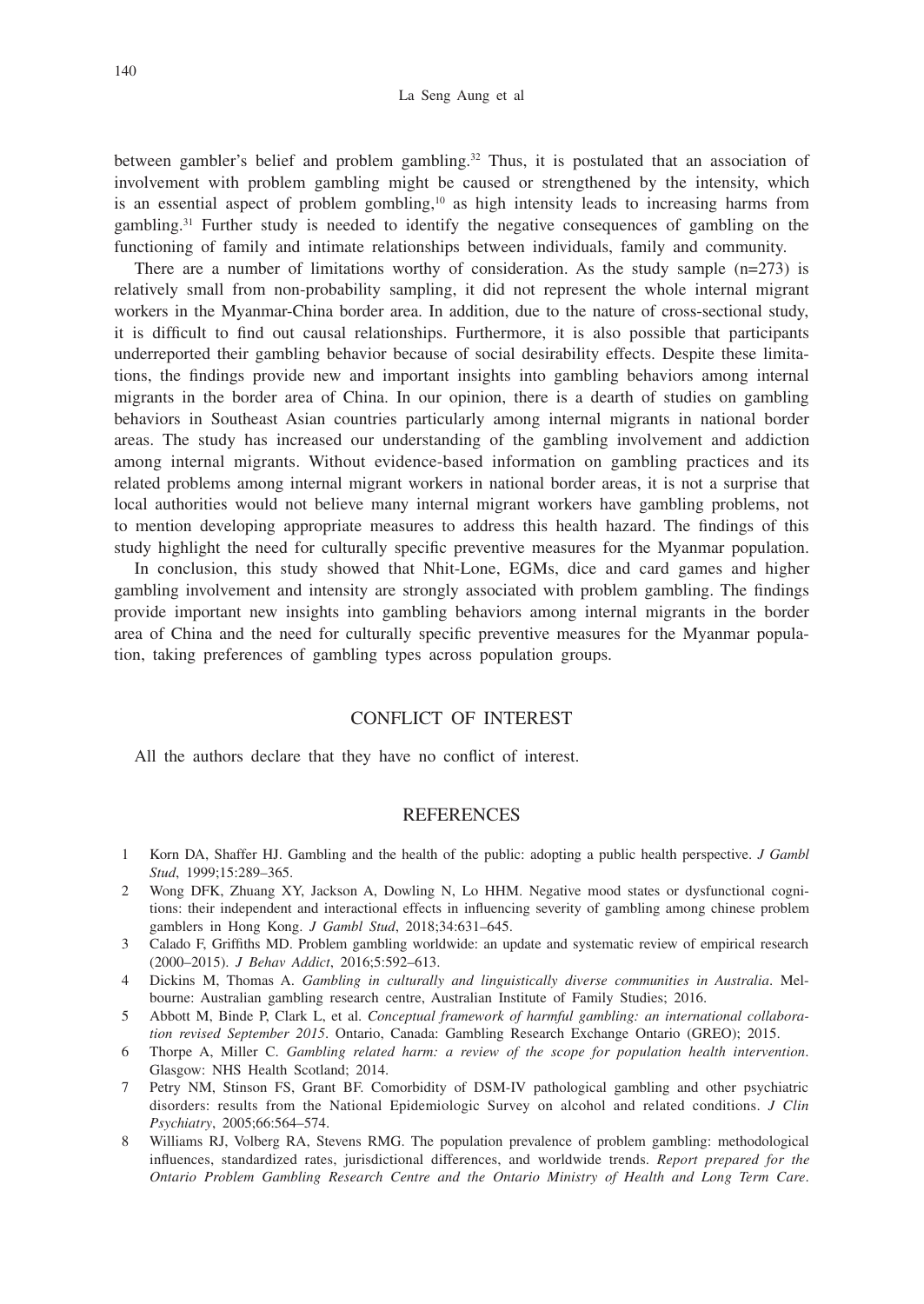between gambler's belief and problem gambling.[32] Thus, it is postulated that an association of involvement with problem gambling might be caused or strengthened by the intensity, which is an essential aspect of problem gombling,[10] as high intensity leads to increasing harms from gambling.[31] Further study is needed to identify the negative consequences of gambling on the functioning of family and intimate relationships between individuals, family and community.

There are a number of limitations worthy of consideration. As the study sample (n=273) is relatively small from non-probability sampling, it did not represent the whole internal migrant workers in the Myanmar-China border area. In addition, due to the nature of cross-sectional study, it is difficult to find out causal relationships. Furthermore, it is also possible that participants underreported their gambling behavior because of social desirability effects. Despite these limitations, the findings provide new and important insights into gambling behaviors among internal migrants in the border area of China. In our opinion, there is a dearth of studies on gambling behaviors in Southeast Asian countries particularly among internal migrants in national border areas. The study has increased our understanding of the gambling involvement and addiction among internal migrants. Without evidence-based information on gambling practices and its related problems among internal migrant workers in national border areas, it is not a surprise that local authorities would not believe many internal migrant workers have gambling problems, not to mention developing appropriate measures to address this health hazard. The findings of this study highlight the need for culturally specific preventive measures for the Myanmar population.

In conclusion, this study showed that Nhit-Lone, EGMs, dice and card games and higher gambling involvement and intensity are strongly associated with problem gambling. The findings provide important new insights into gambling behaviors among internal migrants in the border area of China and the need for culturally specific preventive measures for the Myanmar population, taking preferences of gambling types across population groups.

## CONFLICT OF INTEREST

All the authors declare that they have no conflict of interest.

## REFERENCES

1. Korn DA, Shaffer HJ. Gambling and the health of the public: adopting a public health perspective. *J Gambl Stud*, 1999;15:289–365.
2. Wong DFK, Zhuang XY, Jackson A, Dowling N, Lo HHM. Negative mood states or dysfunctional cognitions: their independent and interactional effects in influencing severity of gambling among chinese problem gamblers in Hong Kong. *J Gambl Stud*, 2018;34:631–645.
3. Calado F, Griffiths MD. Problem gambling worldwide: an update and systematic review of empirical research (2000–2015). *J Behav Addict*, 2016;5:592–613.
4. Dickins M, Thomas A. *Gambling in culturally and linguistically diverse communities in Australia*. Melbourne: Australian gambling research centre, Australian Institute of Family Studies; 2016.
5. Abbott M, Binde P, Clark L, et al. *Conceptual framework of harmful gambling: an international collaboration revised September 2015*. Ontario, Canada: Gambling Research Exchange Ontario (GREO); 2015.
6. Thorpe A, Miller C. *Gambling related harm: a review of the scope for population health intervention*. Glasgow: NHS Health Scotland; 2014.
7. Petry NM, Stinson FS, Grant BF. Comorbidity of DSM-IV pathological gambling and other psychiatric disorders: results from the National Epidemiologic Survey on alcohol and related conditions. *J Clin Psychiatry*, 2005;66:564–574.
8. Williams RJ, Volberg RA, Stevens RMG. The population prevalence of problem gambling: methodological influences, standardized rates, jurisdictional differences, and worldwide trends. *Report prepared for the Ontario Problem Gambling Research Centre and the Ontario Ministry of Health and Long Term Care*.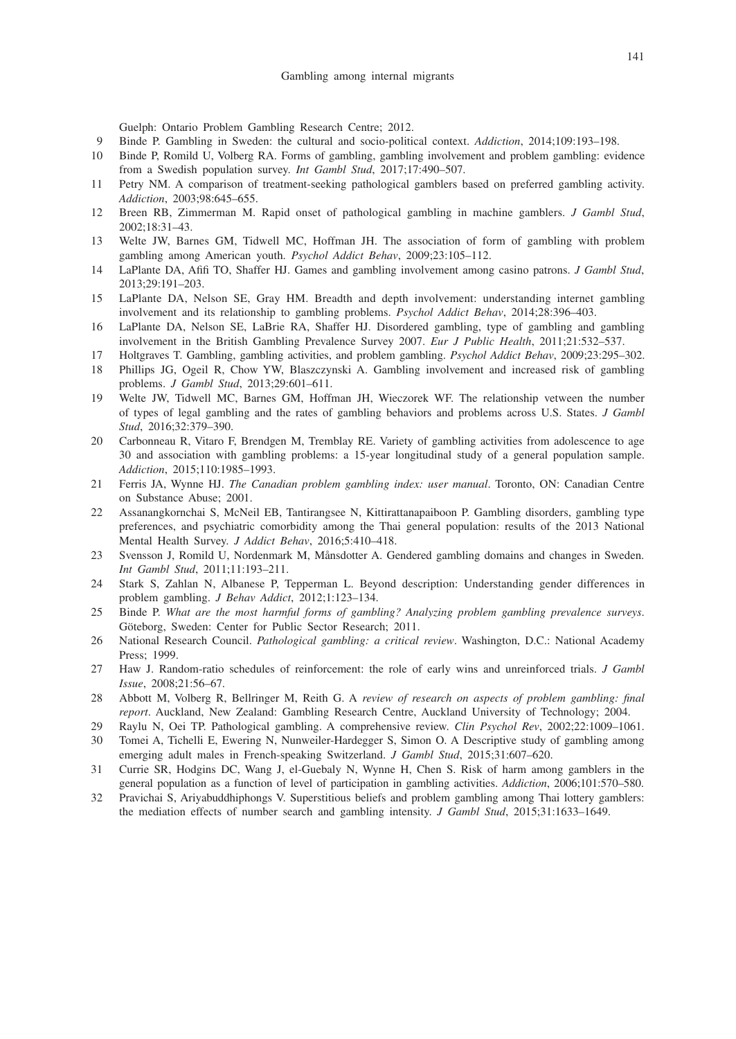Guelph: Ontario Problem Gambling Research Centre; 2012.

9 Binde P. Gambling in Sweden: the cultural and socio-political context. *Addiction*, 2014;109:193–198.

10 Binde P, Romild U, Volberg RA. Forms of gambling, gambling involvement and problem gambling: evidence from a Swedish population survey. *Int Gambl Stud*, 2017;17:490–507.

11 Petry NM. A comparison of treatment-seeking pathological gamblers based on preferred gambling activity. *Addiction*, 2003;98:645–655.

12 Breen RB, Zimmerman M. Rapid onset of pathological gambling in machine gamblers. *J Gambl Stud*, 2002;18:31–43.

13 Welte JW, Barnes GM, Tidwell MC, Hoffman JH. The association of form of gambling with problem gambling among American youth. *Psychol Addict Behav*, 2009;23:105–112.

14 LaPlante DA, Afifi TO, Shaffer HJ. Games and gambling involvement among casino patrons. *J Gambl Stud*, 2013;29:191–203.

15 LaPlante DA, Nelson SE, Gray HM. Breadth and depth involvement: understanding internet gambling involvement and its relationship to gambling problems. *Psychol Addict Behav*, 2014;28:396–403.

16 LaPlante DA, Nelson SE, LaBrie RA, Shaffer HJ. Disordered gambling, type of gambling and gambling involvement in the British Gambling Prevalence Survey 2007. *Eur J Public Health*, 2011;21:532–537.

17 Holtgraves T. Gambling, gambling activities, and problem gambling. *Psychol Addict Behav*, 2009;23:295–302.

18 Phillips JG, Ogeil R, Chow YW, Blaszczynski A. Gambling involvement and increased risk of gambling problems. *J Gambl Stud*, 2013;29:601–611.

19 Welte JW, Tidwell MC, Barnes GM, Hoffman JH, Wieczorek WF. The relationship vetween the number of types of legal gambling and the rates of gambling behaviors and problems across U.S. States. *J Gambl Stud*, 2016;32:379–390.

20 Carbonneau R, Vitaro F, Brendgen M, Tremblay RE. Variety of gambling activities from adolescence to age 30 and association with gambling problems: a 15-year longitudinal study of a general population sample. *Addiction*, 2015;110:1985–1993.

21 Ferris JA, Wynne HJ. *The Canadian problem gambling index: user manual*. Toronto, ON: Canadian Centre on Substance Abuse; 2001.

22 Assanangkornchai S, McNeil EB, Tantirangsee N, Kittirattanapaiboon P. Gambling disorders, gambling type preferences, and psychiatric comorbidity among the Thai general population: results of the 2013 National Mental Health Survey. *J Addict Behav*, 2016;5:410–418.

23 Svensson J, Romild U, Nordenmark M, Månsdotter A. Gendered gambling domains and changes in Sweden. *Int Gambl Stud*, 2011;11:193–211.

24 Stark S, Zahlan N, Albanese P, Tepperman L. Beyond description: Understanding gender differences in problem gambling. *J Behav Addict*, 2012;1:123–134.

25 Binde P. *What are the most harmful forms of gambling? Analyzing problem gambling prevalence surveys*. Göteborg, Sweden: Center for Public Sector Research; 2011.

26 National Research Council. *Pathological gambling: a critical review*. Washington, D.C.: National Academy Press; 1999.

27 Haw J. Random-ratio schedules of reinforcement: the role of early wins and unreinforced trials. *J Gambl Issue*, 2008;21:56–67.

28 Abbott M, Volberg R, Bellringer M, Reith G. A *review of research on aspects of problem gambling: final report*. Auckland, New Zealand: Gambling Research Centre, Auckland University of Technology; 2004.

29 Raylu N, Oei TP. Pathological gambling. A comprehensive review. *Clin Psychol Rev*, 2002;22:1009–1061.

30 Tomei A, Tichelli E, Ewering N, Nunweiler-Hardegger S, Simon O. A Descriptive study of gambling among emerging adult males in French-speaking Switzerland. *J Gambl Stud*, 2015;31:607–620.

31 Currie SR, Hodgins DC, Wang J, el-Guebaly N, Wynne H, Chen S. Risk of harm among gamblers in the general population as a function of level of participation in gambling activities. *Addiction*, 2006;101:570–580.

32 Pravichai S, Ariyabuddhiphongs V. Superstitious beliefs and problem gambling among Thai lottery gamblers: the mediation effects of number search and gambling intensity. *J Gambl Stud*, 2015;31:1633–1649.